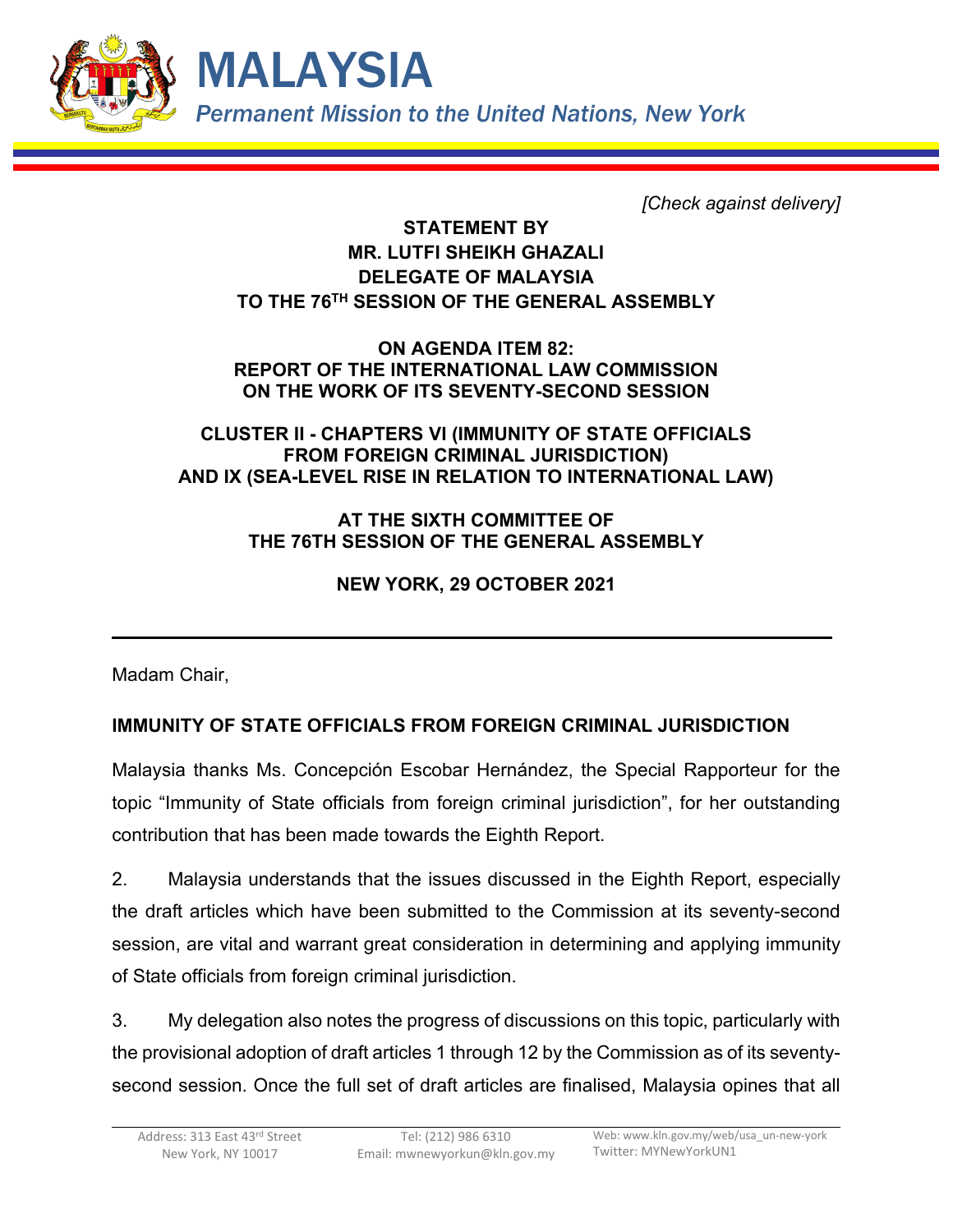# MALAYSIA

*Permanent Mission to the United Nations, New York*

*[Check against delivery]*

**STATEMENT BY**
**MR. LUTFI SHEIKH GHAZALI**
**DELEGATE OF MALAYSIA**
**TO THE 76TH SESSION OF THE GENERAL ASSEMBLY**

**ON AGENDA ITEM 82:**
**REPORT OF THE INTERNATIONAL LAW COMMISSION**
**ON THE WORK OF ITS SEVENTY-SECOND SESSION**

**CLUSTER II - CHAPTERS VI (IMMUNITY OF STATE OFFICIALS FROM FOREIGN CRIMINAL JURISDICTION)**
**AND IX (SEA-LEVEL RISE IN RELATION TO INTERNATIONAL LAW)**

**AT THE SIXTH COMMITTEE OF**
**THE 76TH SESSION OF THE GENERAL ASSEMBLY**

**NEW YORK, 29 OCTOBER 2021**

---

Madam Chair,

## IMMUNITY OF STATE OFFICIALS FROM FOREIGN CRIMINAL JURISDICTION

Malaysia thanks Ms. Concepción Escobar Hernández, the Special Rapporteur for the topic "Immunity of State officials from foreign criminal jurisdiction", for her outstanding contribution that has been made towards the Eighth Report.

2. Malaysia understands that the issues discussed in the Eighth Report, especially the draft articles which have been submitted to the Commission at its seventy-second session, are vital and warrant great consideration in determining and applying immunity of State officials from foreign criminal jurisdiction.

3. My delegation also notes the progress of discussions on this topic, particularly with the provisional adoption of draft articles 1 through 12 by the Commission as of its seventy-second session. Once the full set of draft articles are finalised, Malaysia opines that all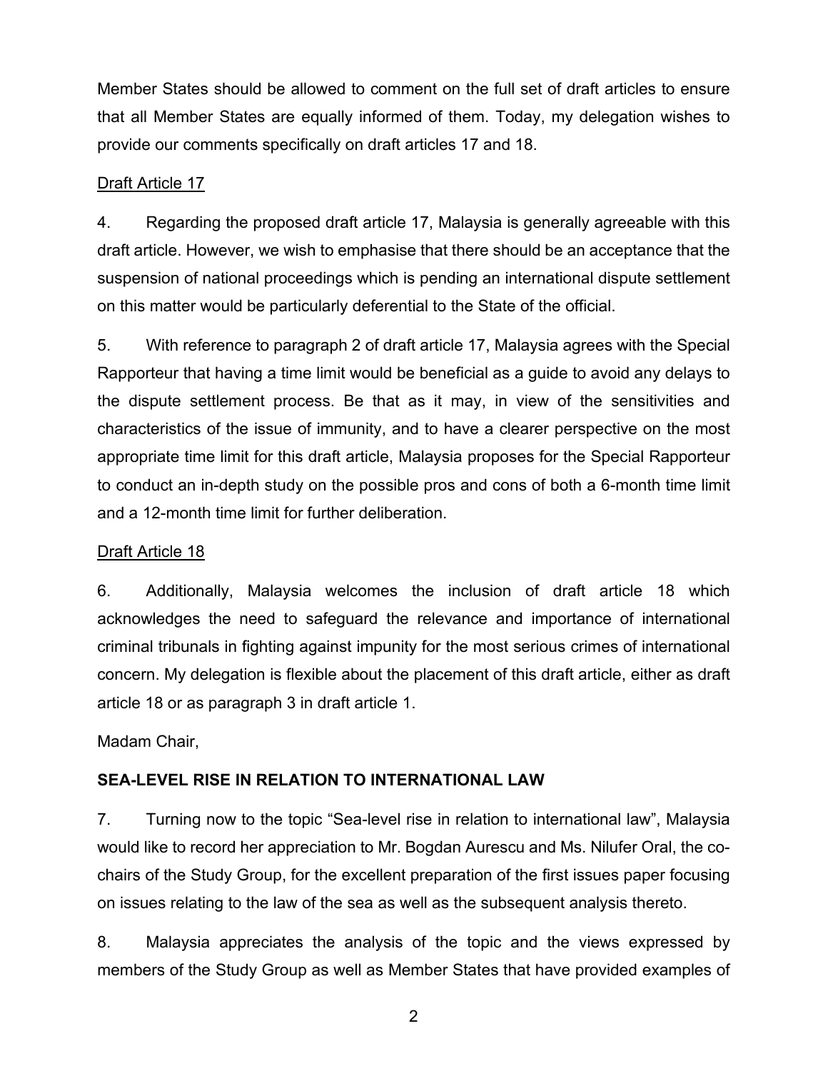Member States should be allowed to comment on the full set of draft articles to ensure that all Member States are equally informed of them. Today, my delegation wishes to provide our comments specifically on draft articles 17 and 18.

<u>Draft Article 17</u>

4. Regarding the proposed draft article 17, Malaysia is generally agreeable with this draft article. However, we wish to emphasise that there should be an acceptance that the suspension of national proceedings which is pending an international dispute settlement on this matter would be particularly deferential to the State of the official.

5. With reference to paragraph 2 of draft article 17, Malaysia agrees with the Special Rapporteur that having a time limit would be beneficial as a guide to avoid any delays to the dispute settlement process. Be that as it may, in view of the sensitivities and characteristics of the issue of immunity, and to have a clearer perspective on the most appropriate time limit for this draft article, Malaysia proposes for the Special Rapporteur to conduct an in-depth study on the possible pros and cons of both a 6-month time limit and a 12-month time limit for further deliberation.

<u>Draft Article 18</u>

6. Additionally, Malaysia welcomes the inclusion of draft article 18 which acknowledges the need to safeguard the relevance and importance of international criminal tribunals in fighting against impunity for the most serious crimes of international concern. My delegation is flexible about the placement of this draft article, either as draft article 18 or as paragraph 3 in draft article 1.

Madam Chair,

**SEA-LEVEL RISE IN RELATION TO INTERNATIONAL LAW**

7. Turning now to the topic "Sea-level rise in relation to international law", Malaysia would like to record her appreciation to Mr. Bogdan Aurescu and Ms. Nilufer Oral, the co-chairs of the Study Group, for the excellent preparation of the first issues paper focusing on issues relating to the law of the sea as well as the subsequent analysis thereto.

8. Malaysia appreciates the analysis of the topic and the views expressed by members of the Study Group as well as Member States that have provided examples of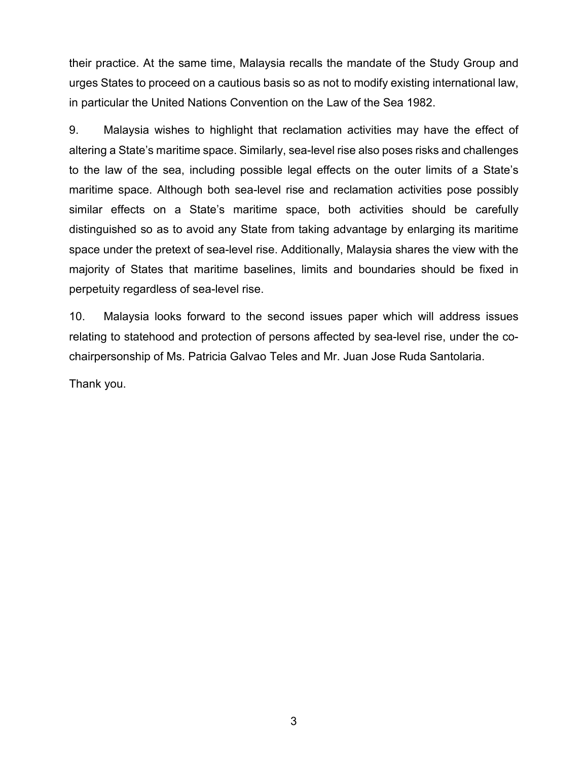their practice. At the same time, Malaysia recalls the mandate of the Study Group and urges States to proceed on a cautious basis so as not to modify existing international law, in particular the United Nations Convention on the Law of the Sea 1982.

9. Malaysia wishes to highlight that reclamation activities may have the effect of altering a State's maritime space. Similarly, sea-level rise also poses risks and challenges to the law of the sea, including possible legal effects on the outer limits of a State's maritime space. Although both sea-level rise and reclamation activities pose possibly similar effects on a State's maritime space, both activities should be carefully distinguished so as to avoid any State from taking advantage by enlarging its maritime space under the pretext of sea-level rise. Additionally, Malaysia shares the view with the majority of States that maritime baselines, limits and boundaries should be fixed in perpetuity regardless of sea-level rise.

10. Malaysia looks forward to the second issues paper which will address issues relating to statehood and protection of persons affected by sea-level rise, under the co-chairpersonship of Ms. Patricia Galvao Teles and Mr. Juan Jose Ruda Santolaria.

Thank you.